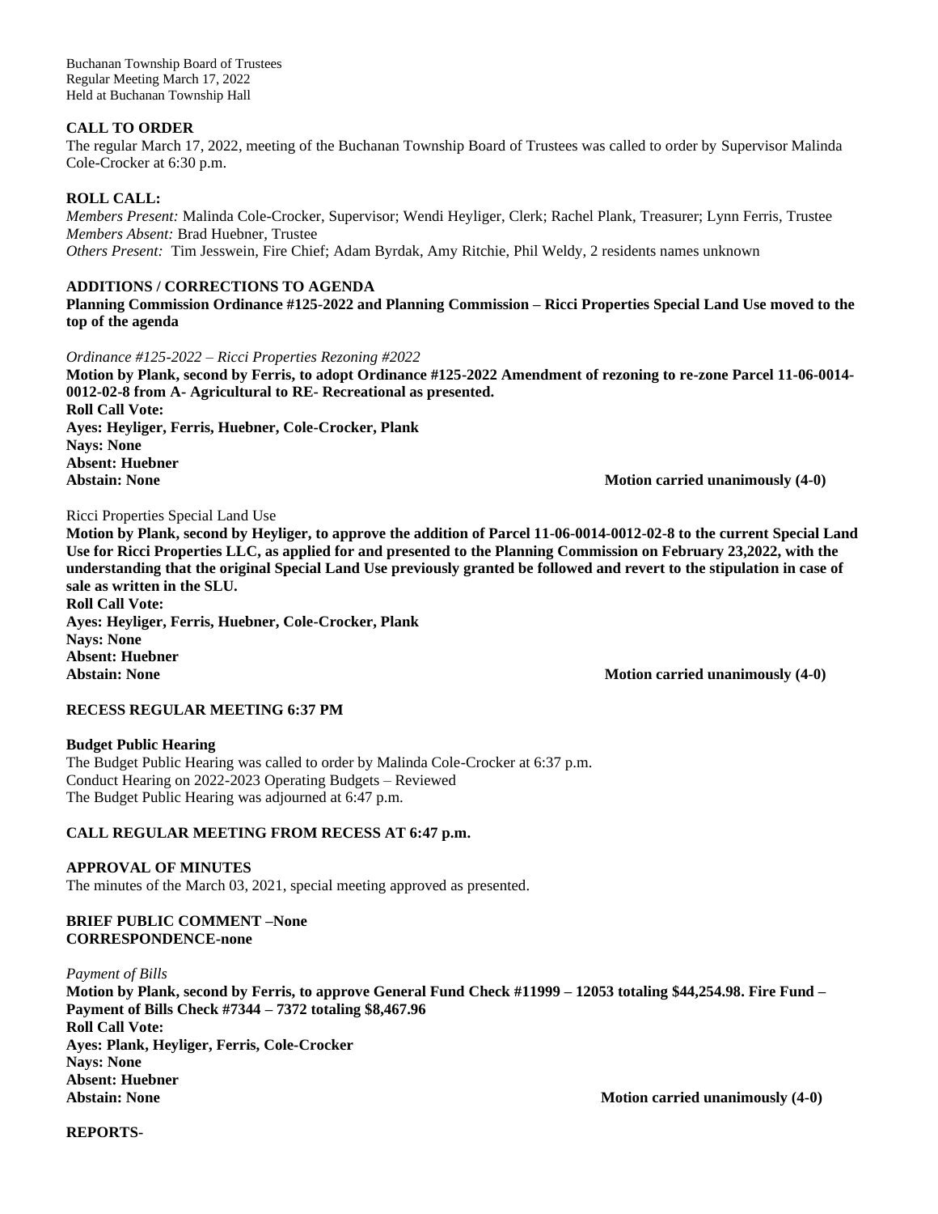Buchanan Township Board of Trustees
Regular Meeting March 17, 2022
Held at Buchanan Township Hall

**CALL TO ORDER**

The regular March 17, 2022, meeting of the Buchanan Township Board of Trustees was called to order by Supervisor Malinda Cole-Crocker at 6:30 p.m.

**ROLL CALL:**

*Members Present:* Malinda Cole-Crocker, Supervisor; Wendi Heyliger, Clerk; Rachel Plank, Treasurer; Lynn Ferris, Trustee
*Members Absent:* Brad Huebner, Trustee
*Others Present:* Tim Jesswein, Fire Chief; Adam Byrdak, Amy Ritchie, Phil Weldy, 2 residents names unknown

**ADDITIONS / CORRECTIONS TO AGENDA**

**Planning Commission Ordinance #125-2022 and Planning Commission – Ricci Properties Special Land Use moved to the top of the agenda**

*Ordinance #125-2022 – Ricci Properties Rezoning #2022*

**Motion by Plank, second by Ferris, to adopt Ordinance #125-2022 Amendment of rezoning to re-zone Parcel 11-06-0014-0012-02-8 from A- Agricultural to RE- Recreational as presented.**
**Roll Call Vote:**
**Ayes: Heyliger, Ferris, Huebner, Cole-Crocker, Plank**
**Nays: None**
**Absent: Huebner**
**Abstain: None** **Motion carried unanimously (4-0)**

Ricci Properties Special Land Use

**Motion by Plank, second by Heyliger, to approve the addition of Parcel 11-06-0014-0012-02-8 to the current Special Land Use for Ricci Properties LLC, as applied for and presented to the Planning Commission on February 23,2022, with the understanding that the original Special Land Use previously granted be followed and revert to the stipulation in case of sale as written in the SLU.**
**Roll Call Vote:**
**Ayes: Heyliger, Ferris, Huebner, Cole-Crocker, Plank**
**Nays: None**
**Absent: Huebner**
**Abstain: None** **Motion carried unanimously (4-0)**

**RECESS REGULAR MEETING 6:37 PM**

**Budget Public Hearing**

The Budget Public Hearing was called to order by Malinda Cole-Crocker at 6:37 p.m.
Conduct Hearing on 2022-2023 Operating Budgets – Reviewed
The Budget Public Hearing was adjourned at 6:47 p.m.

**CALL REGULAR MEETING FROM RECESS AT 6:47 p.m.**

**APPROVAL OF MINUTES**

The minutes of the March 03, 2021, special meeting approved as presented.

**BRIEF PUBLIC COMMENT –None**
**CORRESPONDENCE-none**

*Payment of Bills*

**Motion by Plank, second by Ferris, to approve General Fund Check #11999 – 12053 totaling $44,254.98. Fire Fund – Payment of Bills Check #7344 – 7372 totaling $8,467.96**
**Roll Call Vote:**
**Ayes: Plank, Heyliger, Ferris, Cole-Crocker**
**Nays: None**
**Absent: Huebner**
**Abstain: None** **Motion carried unanimously (4-0)**

**REPORTS-**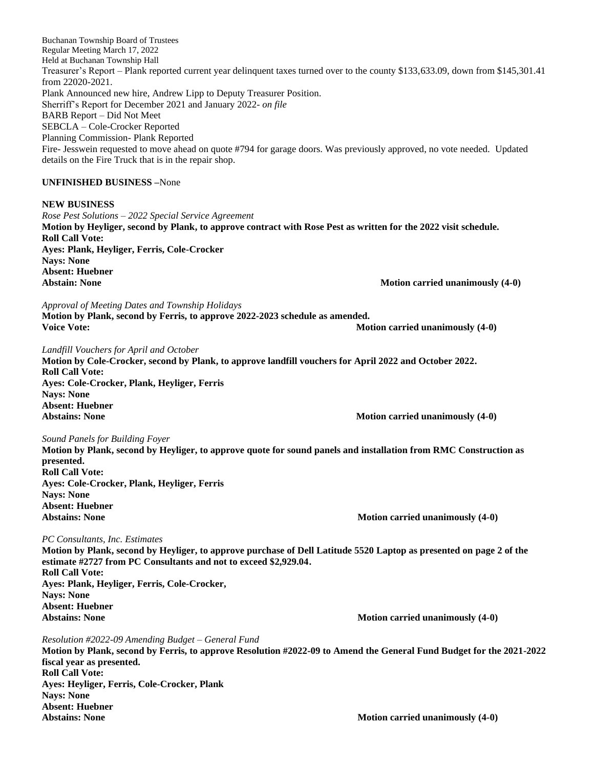Buchanan Township Board of Trustees
Regular Meeting March 17, 2022
Held at Buchanan Township Hall

Treasurer's Report – Plank reported current year delinquent taxes turned over to the county $133,633.09, down from $145,301.41 from 22020-2021.
Plank Announced new hire, Andrew Lipp to Deputy Treasurer Position.
Sherriff's Report for December 2021 and January 2022- *on file*
BARB Report – Did Not Meet
SEBCLA – Cole-Crocker Reported
Planning Commission- Plank Reported
Fire- Jesswein requested to move ahead on quote #794 for garage doors. Was previously approved, no vote needed. Updated details on the Fire Truck that is in the repair shop.

**UNFINISHED BUSINESS** –None

**NEW BUSINESS**

*Rose Pest Solutions – 2022 Special Service Agreement*
**Motion by Heyliger, second by Plank, to approve contract with Rose Pest as written for the 2022 visit schedule.**
**Roll Call Vote:**
**Ayes: Plank, Heyliger, Ferris, Cole-Crocker**
**Nays: None**
**Absent: Huebner**
**Abstain: None** **Motion carried unanimously (4-0)**

*Approval of Meeting Dates and Township Holidays*
**Motion by Plank, second by Ferris, to approve 2022-2023 schedule as amended.**
**Voice Vote:** **Motion carried unanimously (4-0)**

*Landfill Vouchers for April and October*
**Motion by Cole-Crocker, second by Plank, to approve landfill vouchers for April 2022 and October 2022.**
**Roll Call Vote:**
**Ayes: Cole-Crocker, Plank, Heyliger, Ferris**
**Nays: None**
**Absent: Huebner**
**Abstains: None** **Motion carried unanimously (4-0)**

*Sound Panels for Building Foyer*
**Motion by Plank, second by Heyliger, to approve quote for sound panels and installation from RMC Construction as presented.**
**Roll Call Vote:**
**Ayes: Cole-Crocker, Plank, Heyliger, Ferris**
**Nays: None**
**Absent: Huebner**
**Abstains: None** **Motion carried unanimously (4-0)**

*PC Consultants, Inc. Estimates*
**Motion by Plank, second by Heyliger, to approve purchase of Dell Latitude 5520 Laptop as presented on page 2 of the estimate #2727 from PC Consultants and not to exceed $2,929.04.**
**Roll Call Vote:**
**Ayes: Plank, Heyliger, Ferris, Cole-Crocker,**
**Nays: None**
**Absent: Huebner**
**Abstains: None** **Motion carried unanimously (4-0)**

*Resolution #2022-09 Amending Budget – General Fund*
**Motion by Plank, second by Ferris, to approve Resolution #2022-09 to Amend the General Fund Budget for the 2021-2022 fiscal year as presented.**
**Roll Call Vote:**
**Ayes: Heyliger, Ferris, Cole-Crocker, Plank**
**Nays: None**
**Absent: Huebner**
**Abstains: None** **Motion carried unanimously (4-0)**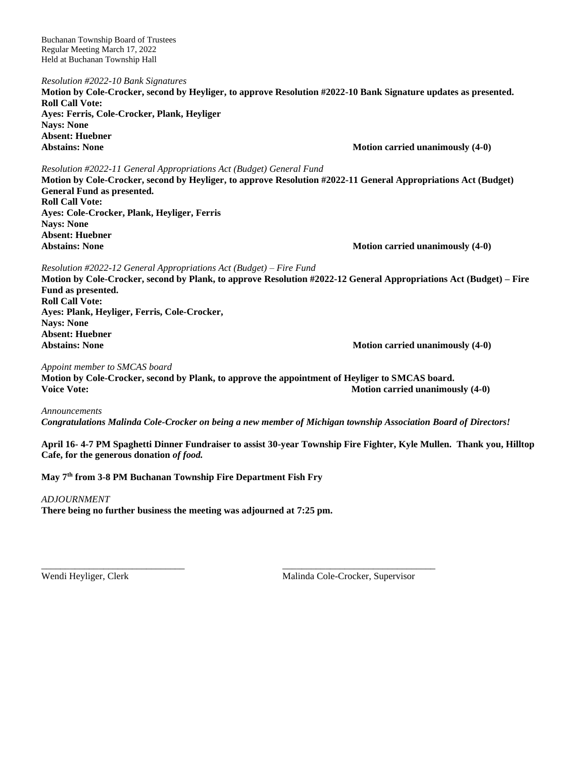Buchanan Township Board of Trustees
Regular Meeting March 17, 2022
Held at Buchanan Township Hall

*Resolution #2022-10 Bank Signatures*

**Motion by Cole-Crocker, second by Heyliger, to approve Resolution #2022-10 Bank Signature updates as presented.**
**Roll Call Vote:**
**Ayes: Ferris, Cole-Crocker, Plank, Heyliger**
**Nays: None**
**Absent: Huebner**
**Abstains: None** **Motion carried unanimously (4-0)**

*Resolution #2022-11 General Appropriations Act (Budget) General Fund*

**Motion by Cole-Crocker, second by Heyliger, to approve Resolution #2022-11 General Appropriations Act (Budget) General Fund as presented.**
**Roll Call Vote:**
**Ayes: Cole-Crocker, Plank, Heyliger, Ferris**
**Nays: None**
**Absent: Huebner**
**Abstains: None** **Motion carried unanimously (4-0)**

*Resolution #2022-12 General Appropriations Act (Budget) – Fire Fund*

**Motion by Cole-Crocker, second by Plank, to approve Resolution #2022-12 General Appropriations Act (Budget) – Fire Fund as presented.**
**Roll Call Vote:**
**Ayes: Plank, Heyliger, Ferris, Cole-Crocker,**
**Nays: None**
**Absent: Huebner**
**Abstains: None** **Motion carried unanimously (4-0)**

*Appoint member to SMCAS board*

**Motion by Cole-Crocker, second by Plank, to approve the appointment of Heyliger to SMCAS board.**
**Voice Vote:** **Motion carried unanimously (4-0)**

*Announcements*

***Congratulations Malinda Cole-Crocker on being a new member of Michigan township Association Board of Directors!***

**April 16- 4-7 PM Spaghetti Dinner Fundraiser to assist 30-year Township Fire Fighter, Kyle Mullen. Thank you, Hilltop Cafe, for the generous donation *of food.***

**May 7th from 3-8 PM Buchanan Township Fire Department Fish Fry**

*ADJOURNMENT*

**There being no further business the meeting was adjourned at 7:25 pm.**

______________________________ ______________________________
Wendi Heyliger, Clerk Malinda Cole-Crocker, Supervisor